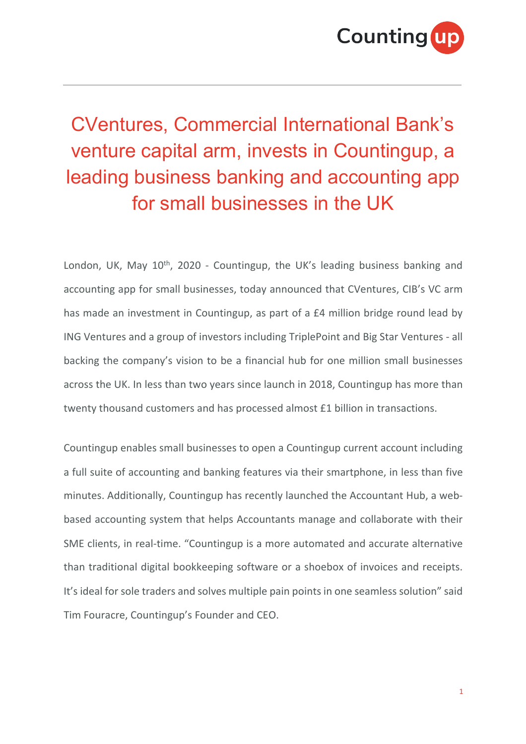Countingup

# CVentures, Commercial International Bank's venture capital arm, invests in Countingup, a leading business banking and accounting app for small businesses in the UK

London, UK, May 10th, 2020 - Countingup, the UK's leading business banking and accounting app for small businesses, today announced that CVentures, CIB's VC arm has made an investment in Countingup, as part of a £4 million bridge round lead by ING Ventures and a group of investors including TriplePoint and Big Star Ventures - all backing the company's vision to be a financial hub for one million small businesses across the UK. In less than two years since launch in 2018, Countingup has more than twenty thousand customers and has processed almost £1 billion in transactions.

Countingup enables small businesses to open a Countingup current account including a full suite of accounting and banking features via their smartphone, in less than five minutes. Additionally, Countingup has recently launched the Accountant Hub, a web-based accounting system that helps Accountants manage and collaborate with their SME clients, in real-time. "Countingup is a more automated and accurate alternative than traditional digital bookkeeping software or a shoebox of invoices and receipts. It's ideal for sole traders and solves multiple pain points in one seamless solution" said Tim Fouracre, Countingup's Founder and CEO.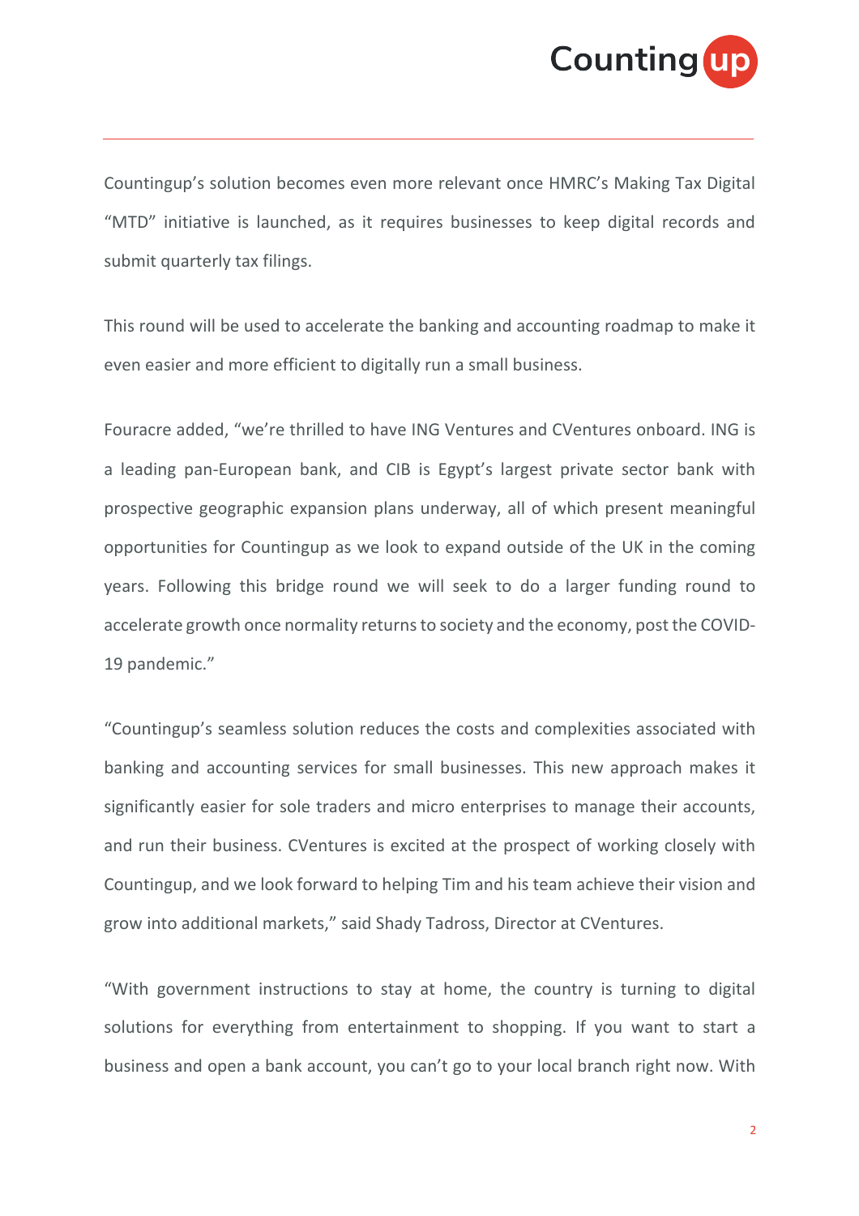Countingup's solution becomes even more relevant once HMRC's Making Tax Digital "MTD" initiative is launched, as it requires businesses to keep digital records and submit quarterly tax filings.

This round will be used to accelerate the banking and accounting roadmap to make it even easier and more efficient to digitally run a small business.

Fouracre added, "we're thrilled to have ING Ventures and CVentures onboard. ING is a leading pan-European bank, and CIB is Egypt's largest private sector bank with prospective geographic expansion plans underway, all of which present meaningful opportunities for Countingup as we look to expand outside of the UK in the coming years. Following this bridge round we will seek to do a larger funding round to accelerate growth once normality returns to society and the economy, post the COVID-19 pandemic."

"Countingup's seamless solution reduces the costs and complexities associated with banking and accounting services for small businesses. This new approach makes it significantly easier for sole traders and micro enterprises to manage their accounts, and run their business. CVentures is excited at the prospect of working closely with Countingup, and we look forward to helping Tim and his team achieve their vision and grow into additional markets," said Shady Tadross, Director at CVentures.

"With government instructions to stay at home, the country is turning to digital solutions for everything from entertainment to shopping. If you want to start a business and open a bank account, you can't go to your local branch right now. With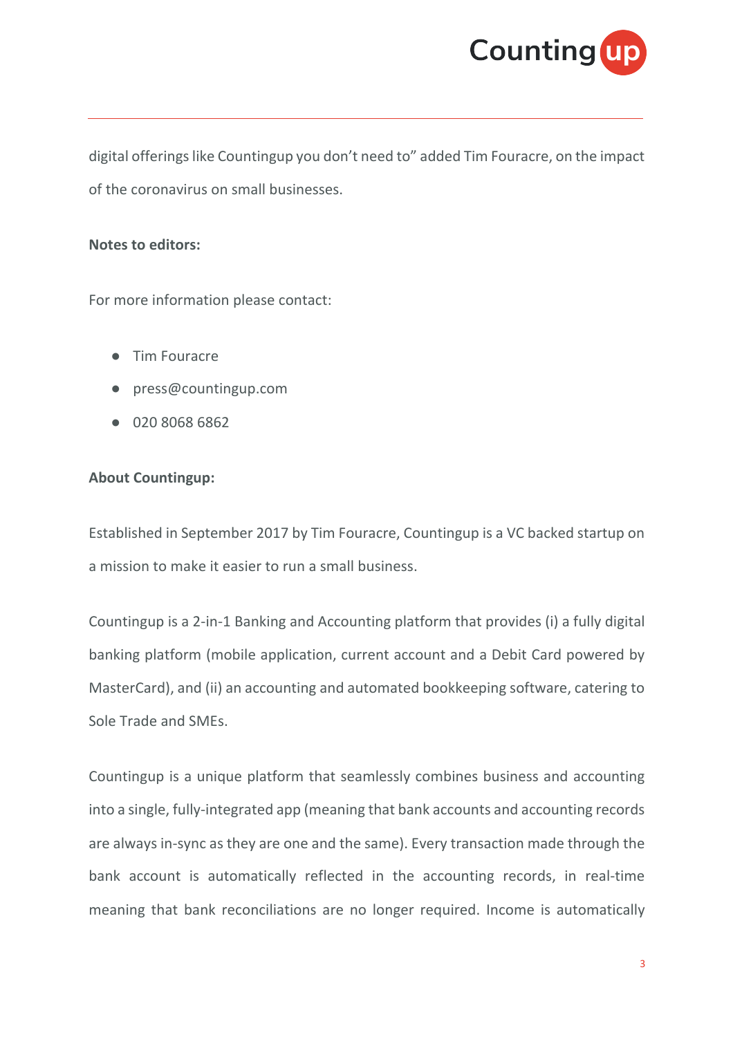digital offerings like Countingup you don't need to" added Tim Fouracre, on the impact of the coronavirus on small businesses.

**Notes to editors:**

For more information please contact:

- Tim Fouracre
- press@countingup.com
- 020 8068 6862

**About Countingup:**

Established in September 2017 by Tim Fouracre, Countingup is a VC backed startup on a mission to make it easier to run a small business.

Countingup is a 2-in-1 Banking and Accounting platform that provides (i) a fully digital banking platform (mobile application, current account and a Debit Card powered by MasterCard), and (ii) an accounting and automated bookkeeping software, catering to Sole Trade and SMEs.

Countingup is a unique platform that seamlessly combines business and accounting into a single, fully-integrated app (meaning that bank accounts and accounting records are always in-sync as they are one and the same). Every transaction made through the bank account is automatically reflected in the accounting records, in real-time meaning that bank reconciliations are no longer required. Income is automatically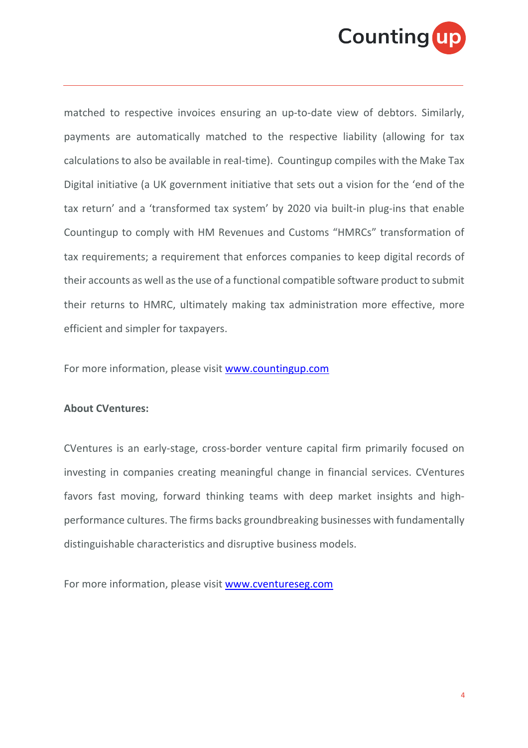matched to respective invoices ensuring an up-to-date view of debtors. Similarly, payments are automatically matched to the respective liability (allowing for tax calculations to also be available in real-time). Countingup compiles with the Make Tax Digital initiative (a UK government initiative that sets out a vision for the 'end of the tax return' and a 'transformed tax system' by 2020 via built-in plug-ins that enable Countingup to comply with HM Revenues and Customs "HMRCs" transformation of tax requirements; a requirement that enforces companies to keep digital records of their accounts as well as the use of a functional compatible software product to submit their returns to HMRC, ultimately making tax administration more effective, more efficient and simpler for taxpayers.

For more information, please visit [www.countingup.com](www.countingup.com)

**About CVentures:**

CVentures is an early-stage, cross-border venture capital firm primarily focused on investing in companies creating meaningful change in financial services. CVentures favors fast moving, forward thinking teams with deep market insights and high-performance cultures. The firms backs groundbreaking businesses with fundamentally distinguishable characteristics and disruptive business models.

For more information, please visit [www.cventureseg.com](www.cventureseg.com)